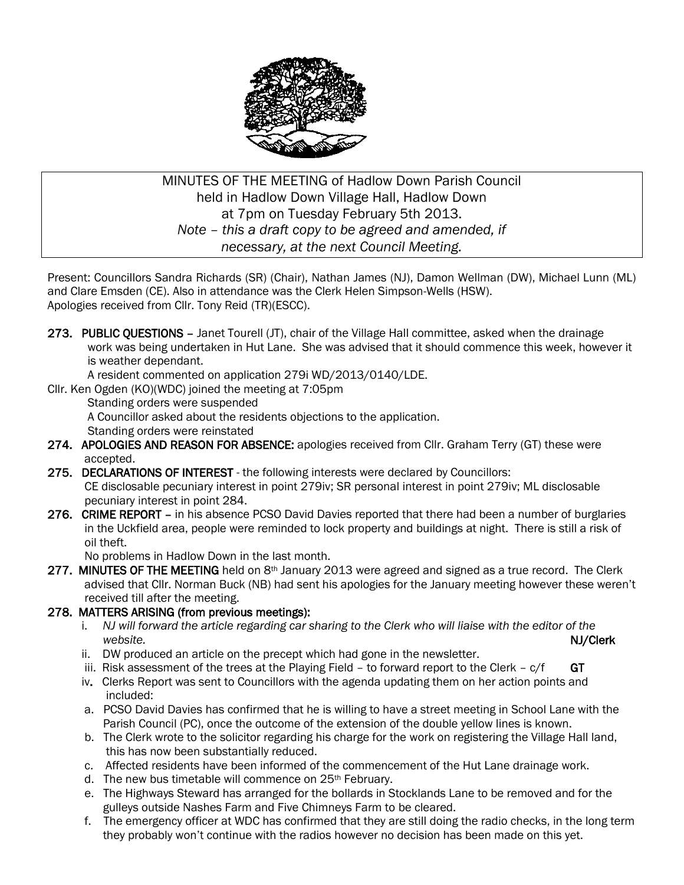MINUTES OF THE MEETING of Hadlow Down Parish Council
held in Hadlow Down Village Hall, Hadlow Down
at 7pm on Tuesday February 5th 2013.
*Note – this a draft copy to be agreed and amended, if necessary, at the next Council Meeting.*

Present: Councillors Sandra Richards (SR) (Chair), Nathan James (NJ), Damon Wellman (DW), Michael Lunn (ML) and Clare Emsden (CE). Also in attendance was the Clerk Helen Simpson-Wells (HSW).
Apologies received from Cllr. Tony Reid (TR)(ESCC).

**273. PUBLIC QUESTIONS** – Janet Tourell (JT), chair of the Village Hall committee, asked when the drainage work was being undertaken in Hut Lane. She was advised that it should commence this week, however it is weather dependant.
A resident commented on application 279i WD/2013/0140/LDE.

Cllr. Ken Ogden (KO)(WDC) joined the meeting at 7:05pm
Standing orders were suspended
A Councillor asked about the residents objections to the application.
Standing orders were reinstated

**274. APOLOGIES AND REASON FOR ABSENCE:** apologies received from Cllr. Graham Terry (GT) these were accepted.

**275. DECLARATIONS OF INTEREST** - the following interests were declared by Councillors:
CE disclosable pecuniary interest in point 279iv; SR personal interest in point 279iv; ML disclosable pecuniary interest in point 284.

**276. CRIME REPORT** – in his absence PCSO David Davies reported that there had been a number of burglaries in the Uckfield area, people were reminded to lock property and buildings at night. There is still a risk of oil theft.
No problems in Hadlow Down in the last month.

**277. MINUTES OF THE MEETING** held on 8th January 2013 were agreed and signed as a true record. The Clerk advised that Cllr. Norman Buck (NB) had sent his apologies for the January meeting however these weren't received till after the meeting.

**278. MATTERS ARISING (from previous meetings):**

i. *NJ will forward the article regarding car sharing to the Clerk who will liaise with the editor of the website.* **NJ/Clerk**

ii. DW produced an article on the precept which had gone in the newsletter.

iii. Risk assessment of the trees at the Playing Field – to forward report to the Clerk – c/f **GT**

iv. Clerks Report was sent to Councillors with the agenda updating them on her action points and included:

a. PCSO David Davies has confirmed that he is willing to have a street meeting in School Lane with the Parish Council (PC), once the outcome of the extension of the double yellow lines is known.

b. The Clerk wrote to the solicitor regarding his charge for the work on registering the Village Hall land, this has now been substantially reduced.

c. Affected residents have been informed of the commencement of the Hut Lane drainage work.

d. The new bus timetable will commence on 25th February.

e. The Highways Steward has arranged for the bollards in Stocklands Lane to be removed and for the gulleys outside Nashes Farm and Five Chimneys Farm to be cleared.

f. The emergency officer at WDC has confirmed that they are still doing the radio checks, in the long term they probably won't continue with the radios however no decision has been made on this yet.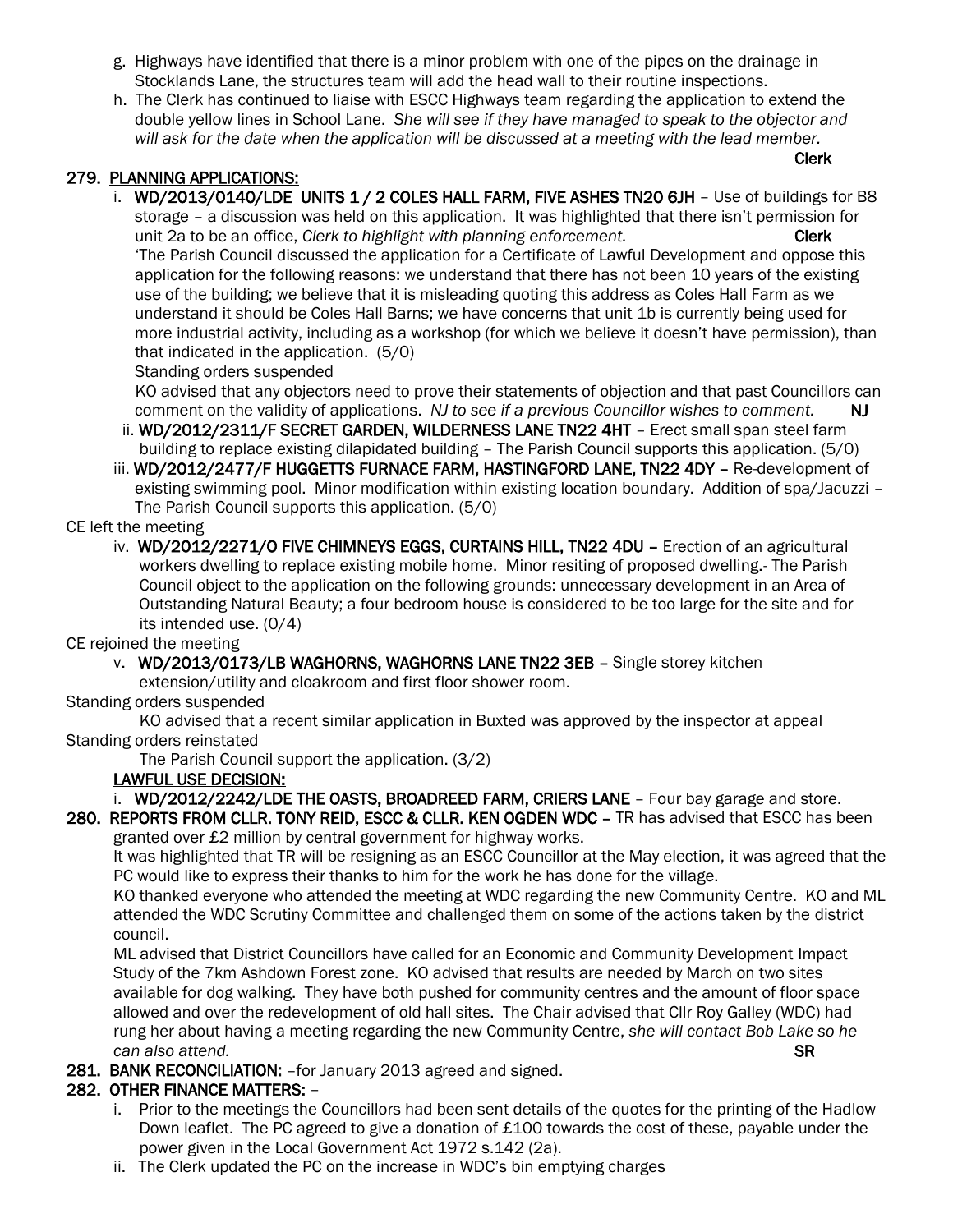g. Highways have identified that there is a minor problem with one of the pipes on the drainage in Stocklands Lane, the structures team will add the head wall to their routine inspections.
h. The Clerk has continued to liaise with ESCC Highways team regarding the application to extend the double yellow lines in School Lane. *She will see if they have managed to speak to the objector and will ask for the date when the application will be discussed at a meeting with the lead member.* **Clerk**

**279. PLANNING APPLICATIONS:**

i. **WD/2013/0140/LDE UNITS 1 / 2 COLES HALL FARM, FIVE ASHES TN20 6JH** – Use of buildings for B8 storage – a discussion was held on this application. It was highlighted that there isn't permission for unit 2a to be an office, *Clerk to highlight with planning enforcement.* **Clerk**

'The Parish Council discussed the application for a Certificate of Lawful Development and oppose this application for the following reasons: we understand that there has not been 10 years of the existing use of the building; we believe that it is misleading quoting this address as Coles Hall Farm as we understand it should be Coles Hall Barns; we have concerns that unit 1b is currently being used for more industrial activity, including as a workshop (for which we believe it doesn't have permission), than that indicated in the application. (5/0)

Standing orders suspended

KO advised that any objectors need to prove their statements of objection and that past Councillors can comment on the validity of applications. *NJ to see if a previous Councillor wishes to comment.* **NJ**

ii. **WD/2012/2311/F SECRET GARDEN, WILDERNESS LANE TN22 4HT** – Erect small span steel farm building to replace existing dilapidated building – The Parish Council supports this application. (5/0)

iii. **WD/2012/2477/F HUGGETTS FURNACE FARM, HASTINGFORD LANE, TN22 4DY –** Re-development of existing swimming pool. Minor modification within existing location boundary. Addition of spa/Jacuzzi – The Parish Council supports this application. (5/0)

CE left the meeting

iv. **WD/2012/2271/O FIVE CHIMNEYS EGGS, CURTAINS HILL, TN22 4DU –** Erection of an agricultural workers dwelling to replace existing mobile home. Minor resiting of proposed dwelling.- The Parish Council object to the application on the following grounds: unnecessary development in an Area of Outstanding Natural Beauty; a four bedroom house is considered to be too large for the site and for its intended use. (0/4)

CE rejoined the meeting

v. **WD/2013/0173/LB WAGHORNS, WAGHORNS LANE TN22 3EB –** Single storey kitchen extension/utility and cloakroom and first floor shower room.

Standing orders suspended

KO advised that a recent similar application in Buxted was approved by the inspector at appeal

Standing orders reinstated

The Parish Council support the application. (3/2)

**LAWFUL USE DECISION:**

i. **WD/2012/2242/LDE THE OASTS, BROADREED FARM, CRIERS LANE** – Four bay garage and store.

**280. REPORTS FROM CLLR. TONY REID, ESCC & CLLR. KEN OGDEN WDC –** TR has advised that ESCC has been granted over £2 million by central government for highway works.

It was highlighted that TR will be resigning as an ESCC Councillor at the May election, it was agreed that the PC would like to express their thanks to him for the work he has done for the village.

KO thanked everyone who attended the meeting at WDC regarding the new Community Centre. KO and ML attended the WDC Scrutiny Committee and challenged them on some of the actions taken by the district council.

ML advised that District Councillors have called for an Economic and Community Development Impact Study of the 7km Ashdown Forest zone. KO advised that results are needed by March on two sites available for dog walking. They have both pushed for community centres and the amount of floor space allowed and over the redevelopment of old hall sites. The Chair advised that Cllr Roy Galley (WDC) had rung her about having a meeting regarding the new Community Centre, *she will contact Bob Lake so he can also attend.* **SR**

**281. BANK RECONCILIATION:** –for January 2013 agreed and signed.

**282. OTHER FINANCE MATTERS:** –

i. Prior to the meetings the Councillors had been sent details of the quotes for the printing of the Hadlow Down leaflet. The PC agreed to give a donation of £100 towards the cost of these, payable under the power given in the Local Government Act 1972 s.142 (2a).
ii. The Clerk updated the PC on the increase in WDC's bin emptying charges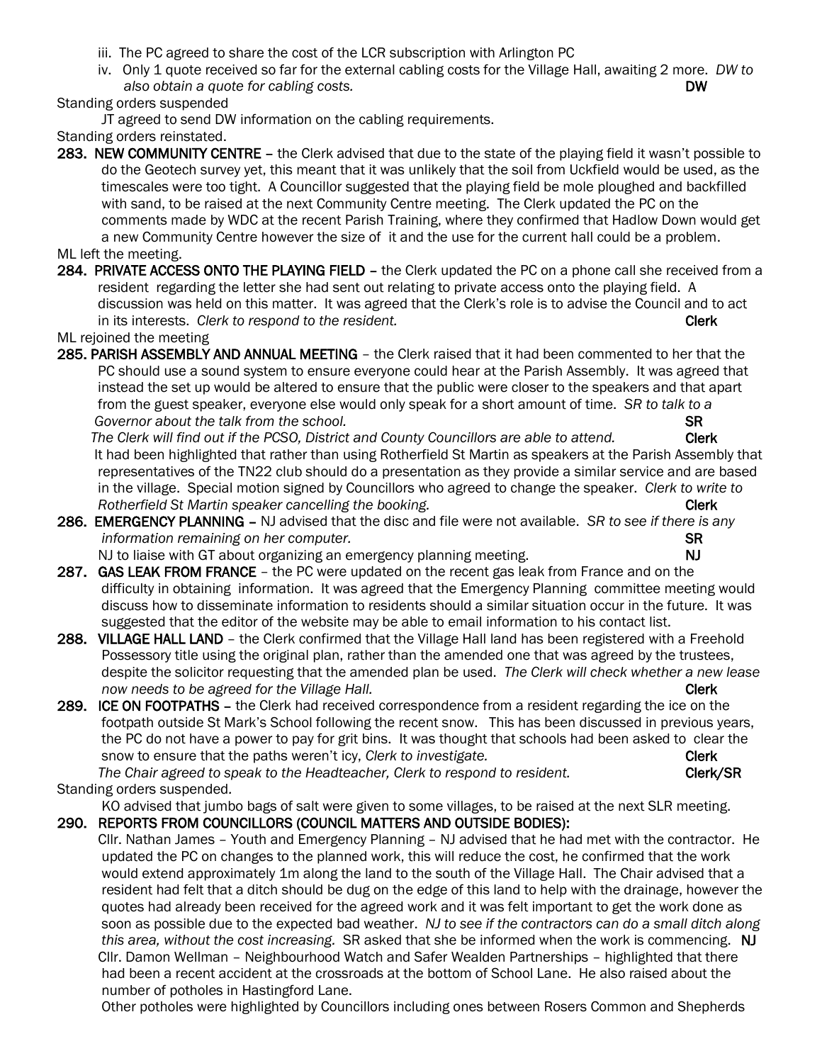iii. The PC agreed to share the cost of the LCR subscription with Arlington PC

iv. Only 1 quote received so far for the external cabling costs for the Village Hall, awaiting 2 more. *DW to also obtain a quote for cabling costs.* **DW**

Standing orders suspended

JT agreed to send DW information on the cabling requirements.

Standing orders reinstated.

**283. NEW COMMUNITY CENTRE** – the Clerk advised that due to the state of the playing field it wasn't possible to do the Geotech survey yet, this meant that it was unlikely that the soil from Uckfield would be used, as the timescales were too tight. A Councillor suggested that the playing field be mole ploughed and backfilled with sand, to be raised at the next Community Centre meeting. The Clerk updated the PC on the comments made by WDC at the recent Parish Training, where they confirmed that Hadlow Down would get a new Community Centre however the size of it and the use for the current hall could be a problem.

ML left the meeting.

**284. PRIVATE ACCESS ONTO THE PLAYING FIELD** – the Clerk updated the PC on a phone call she received from a resident regarding the letter she had sent out relating to private access onto the playing field. A discussion was held on this matter. It was agreed that the Clerk's role is to advise the Council and to act in its interests. *Clerk to respond to the resident.* **Clerk**

ML rejoined the meeting

**285. PARISH ASSEMBLY AND ANNUAL MEETING** – the Clerk raised that it had been commented to her that the PC should use a sound system to ensure everyone could hear at the Parish Assembly. It was agreed that instead the set up would be altered to ensure that the public were closer to the speakers and that apart from the guest speaker, everyone else would only speak for a short amount of time. *SR to talk to a Governor about the talk from the school.* **SR**

*The Clerk will find out if the PCSO, District and County Councillors are able to attend.* **Clerk**

It had been highlighted that rather than using Rotherfield St Martin as speakers at the Parish Assembly that representatives of the TN22 club should do a presentation as they provide a similar service and are based in the village. Special motion signed by Councillors who agreed to change the speaker. *Clerk to write to Rotherfield St Martin speaker cancelling the booking.* **Clerk**

**286. EMERGENCY PLANNING** – NJ advised that the disc and file were not available. *SR to see if there is any information remaining on her computer.* **SR**

NJ to liaise with GT about organizing an emergency planning meeting. **NJ**

**287. GAS LEAK FROM FRANCE** – the PC were updated on the recent gas leak from France and on the difficulty in obtaining information. It was agreed that the Emergency Planning committee meeting would discuss how to disseminate information to residents should a similar situation occur in the future. It was suggested that the editor of the website may be able to email information to his contact list.

**288. VILLAGE HALL LAND** – the Clerk confirmed that the Village Hall land has been registered with a Freehold Possessory title using the original plan, rather than the amended one that was agreed by the trustees, despite the solicitor requesting that the amended plan be used. *The Clerk will check whether a new lease now needs to be agreed for the Village Hall.* **Clerk**

**289. ICE ON FOOTPATHS** – the Clerk had received correspondence from a resident regarding the ice on the footpath outside St Mark's School following the recent snow. This has been discussed in previous years, the PC do not have a power to pay for grit bins. It was thought that schools had been asked to clear the snow to ensure that the paths weren't icy, *Clerk to investigate.* **Clerk**

*The Chair agreed to speak to the Headteacher, Clerk to respond to resident.* **Clerk/SR**

Standing orders suspended.

KO advised that jumbo bags of salt were given to some villages, to be raised at the next SLR meeting.

**290. REPORTS FROM COUNCILLORS (COUNCIL MATTERS AND OUTSIDE BODIES):**

Cllr. Nathan James – Youth and Emergency Planning – NJ advised that he had met with the contractor. He updated the PC on changes to the planned work, this will reduce the cost, he confirmed that the work would extend approximately 1m along the land to the south of the Village Hall. The Chair advised that a resident had felt that a ditch should be dug on the edge of this land to help with the drainage, however the quotes had already been received for the agreed work and it was felt important to get the work done as soon as possible due to the expected bad weather. *NJ to see if the contractors can do a small ditch along this area, without the cost increasing.* SR asked that she be informed when the work is commencing. **NJ**

Cllr. Damon Wellman – Neighbourhood Watch and Safer Wealden Partnerships – highlighted that there had been a recent accident at the crossroads at the bottom of School Lane. He also raised about the number of potholes in Hastingford Lane.

Other potholes were highlighted by Councillors including ones between Rosers Common and Shepherds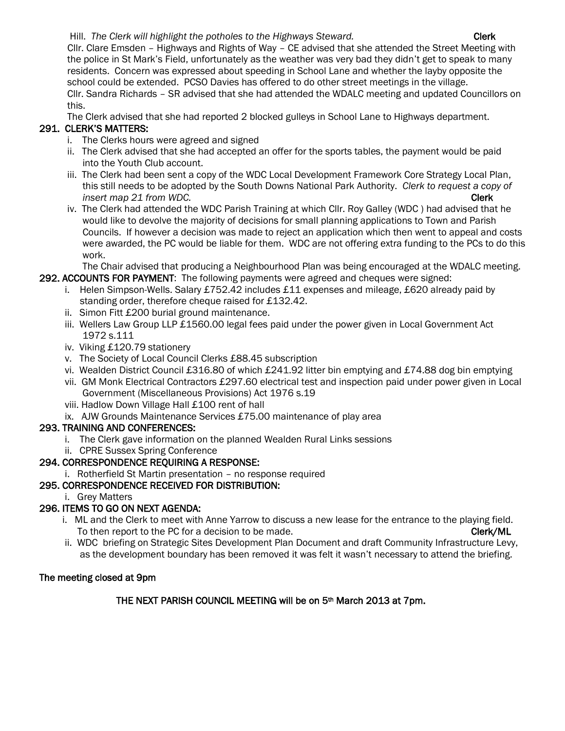Hill. *The Clerk will highlight the potholes to the Highways Steward.* **Clerk**

Cllr. Clare Emsden – Highways and Rights of Way – CE advised that she attended the Street Meeting with the police in St Mark's Field, unfortunately as the weather was very bad they didn't get to speak to many residents. Concern was expressed about speeding in School Lane and whether the layby opposite the school could be extended. PCSO Davies has offered to do other street meetings in the village.

Cllr. Sandra Richards – SR advised that she had attended the WDALC meeting and updated Councillors on this.

The Clerk advised that she had reported 2 blocked gulleys in School Lane to Highways department.

**291. CLERK'S MATTERS:**

i. The Clerks hours were agreed and signed
ii. The Clerk advised that she had accepted an offer for the sports tables, the payment would be paid into the Youth Club account.
iii. The Clerk had been sent a copy of the WDC Local Development Framework Core Strategy Local Plan, this still needs to be adopted by the South Downs National Park Authority. *Clerk to request a copy of insert map 21 from WDC.* **Clerk**
iv. The Clerk had attended the WDC Parish Training at which Cllr. Roy Galley (WDC ) had advised that he would like to devolve the majority of decisions for small planning applications to Town and Parish Councils. If however a decision was made to reject an application which then went to appeal and costs were awarded, the PC would be liable for them. WDC are not offering extra funding to the PCs to do this work.

The Chair advised that producing a Neighbourhood Plan was being encouraged at the WDALC meeting.

**292. ACCOUNTS FOR PAYMENT**: The following payments were agreed and cheques were signed:

i. Helen Simpson-Wells. Salary £752.42 includes £11 expenses and mileage, £620 already paid by standing order, therefore cheque raised for £132.42.
ii. Simon Fitt £200 burial ground maintenance.
iii. Wellers Law Group LLP £1560.00 legal fees paid under the power given in Local Government Act 1972 s.111
iv. Viking £120.79 stationery
v. The Society of Local Council Clerks £88.45 subscription
vi. Wealden District Council £316.80 of which £241.92 litter bin emptying and £74.88 dog bin emptying
vii. GM Monk Electrical Contractors £297.60 electrical test and inspection paid under power given in Local Government (Miscellaneous Provisions) Act 1976 s.19
viii. Hadlow Down Village Hall £100 rent of hall
ix. AJW Grounds Maintenance Services £75.00 maintenance of play area

**293. TRAINING AND CONFERENCES:**

i. The Clerk gave information on the planned Wealden Rural Links sessions
ii. CPRE Sussex Spring Conference

**294. CORRESPONDENCE REQUIRING A RESPONSE:**

i. Rotherfield St Martin presentation – no response required

**295. CORRESPONDENCE RECEIVED FOR DISTRIBUTION:**

i. Grey Matters

**296. ITEMS TO GO ON NEXT AGENDA:**

i. ML and the Clerk to meet with Anne Yarrow to discuss a new lease for the entrance to the playing field. To then report to the PC for a decision to be made. **Clerk/ML**
ii. WDC briefing on Strategic Sites Development Plan Document and draft Community Infrastructure Levy, as the development boundary has been removed it was felt it wasn't necessary to attend the briefing.

**The meeting closed at 9pm**

**THE NEXT PARISH COUNCIL MEETING will be on 5th March 2013 at 7pm.**